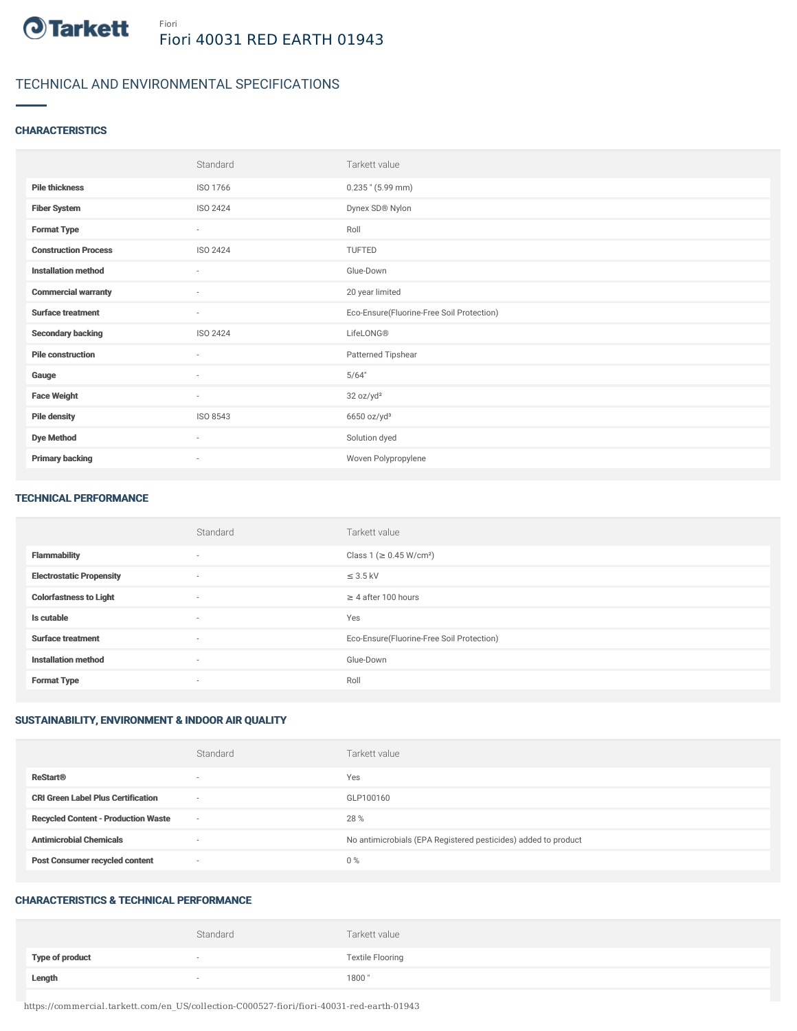Fiori

# Fiori 40031 RED EARTH 01943

## TECHNICAL AND ENVIRONMENTAL SPECIFICATIONS

### CHARACTERISTICS

| | Standard | Tarkett value |
|---|---|---|
| **Pile thickness** | ISO 1766 | 0.235 " (5.99 mm) |
| **Fiber System** | ISO 2424 | Dynex SD® Nylon |
| **Format Type** | - | Roll |
| **Construction Process** | ISO 2424 | TUFTED |
| **Installation method** | - | Glue-Down |
| **Commercial warranty** | - | 20 year limited |
| **Surface treatment** | - | Eco-Ensure(Fluorine-Free Soil Protection) |
| **Secondary backing** | ISO 2424 | LifeLONG® |
| **Pile construction** | - | Patterned Tipshear |
| **Gauge** | - | 5/64" |
| **Face Weight** | - | 32 oz/yd² |
| **Pile density** | ISO 8543 | 6650 oz/yd³ |
| **Dye Method** | - | Solution dyed |
| **Primary backing** | - | Woven Polypropylene |

### TECHNICAL PERFORMANCE

| | Standard | Tarkett value |
|---|---|---|
| **Flammability** | - | Class 1 (≥ 0.45 W/cm²) |
| **Electrostatic Propensity** | - | ≤ 3.5 kV |
| **Colorfastness to Light** | - | ≥ 4 after 100 hours |
| **Is cutable** | - | Yes |
| **Surface treatment** | - | Eco-Ensure(Fluorine-Free Soil Protection) |
| **Installation method** | - | Glue-Down |
| **Format Type** | - | Roll |

### SUSTAINABILITY, ENVIRONMENT & INDOOR AIR QUALITY

| | Standard | Tarkett value |
|---|---|---|
| **ReStart®** | - | Yes |
| **CRI Green Label Plus Certification** | - | GLP100160 |
| **Recycled Content - Production Waste** | - | 28 % |
| **Antimicrobial Chemicals** | - | No antimicrobials (EPA Registered pesticides) added to product |
| **Post Consumer recycled content** | - | 0 % |

### CHARACTERISTICS & TECHNICAL PERFORMANCE

| | Standard | Tarkett value |
|---|---|---|
| **Type of product** | - | Textile Flooring |
| **Length** | - | 1800 " |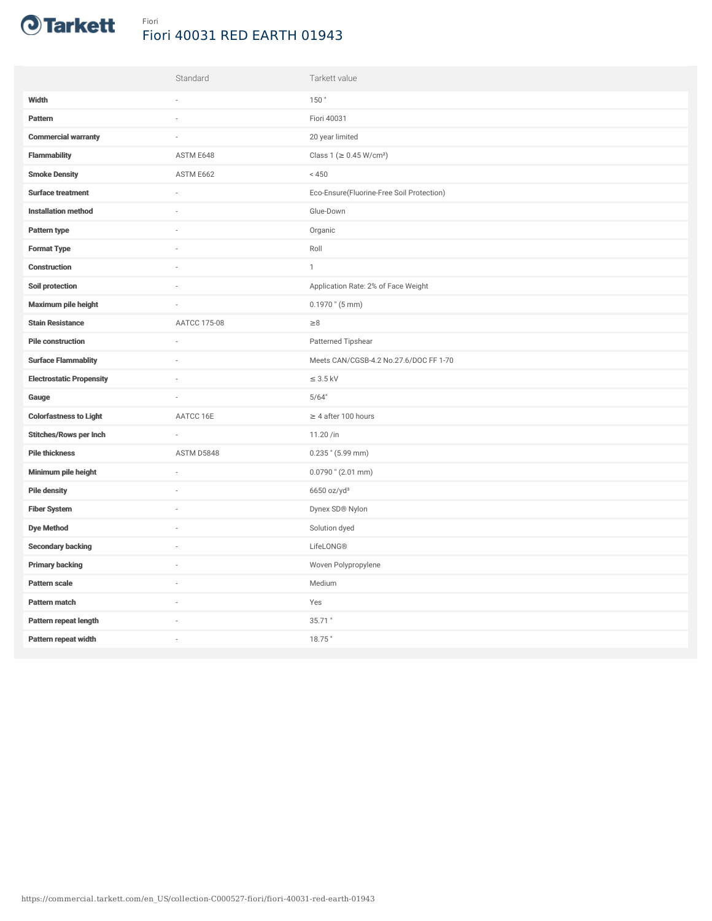Fiori

# Fiori 40031 RED EARTH 01943

| | Standard | Tarkett value |
|---|---|---|
| **Width** | - | 150 " |
| **Pattern** | - | Fiori 40031 |
| **Commercial warranty** | - | 20 year limited |
| **Flammability** | ASTM E648 | Class 1 (≥ 0.45 W/cm²) |
| **Smoke Density** | ASTM E662 | < 450 |
| **Surface treatment** | - | Eco-Ensure(Fluorine-Free Soil Protection) |
| **Installation method** | - | Glue-Down |
| **Pattern type** | - | Organic |
| **Format Type** | - | Roll |
| **Construction** | - | 1 |
| **Soil protection** | - | Application Rate: 2% of Face Weight |
| **Maximum pile height** | - | 0.1970 " (5 mm) |
| **Stain Resistance** | AATCC 175-08 | ≥8 |
| **Pile construction** | - | Patterned Tipshear |
| **Surface Flammablity** | - | Meets CAN/CGSB-4.2 No.27.6/DOC FF 1-70 |
| **Electrostatic Propensity** | - | ≤ 3.5 kV |
| **Gauge** | - | 5/64" |
| **Colorfastness to Light** | AATCC 16E | ≥ 4 after 100 hours |
| **Stitches/Rows per Inch** | - | 11.20 /in |
| **Pile thickness** | ASTM D5848 | 0.235 " (5.99 mm) |
| **Minimum pile height** | - | 0.0790 " (2.01 mm) |
| **Pile density** | - | 6650 oz/yd³ |
| **Fiber System** | - | Dynex SD® Nylon |
| **Dye Method** | - | Solution dyed |
| **Secondary backing** | - | LifeLONG® |
| **Primary backing** | - | Woven Polypropylene |
| **Pattern scale** | - | Medium |
| **Pattern match** | - | Yes |
| **Pattern repeat length** | - | 35.71 " |
| **Pattern repeat width** | - | 18.75 " |